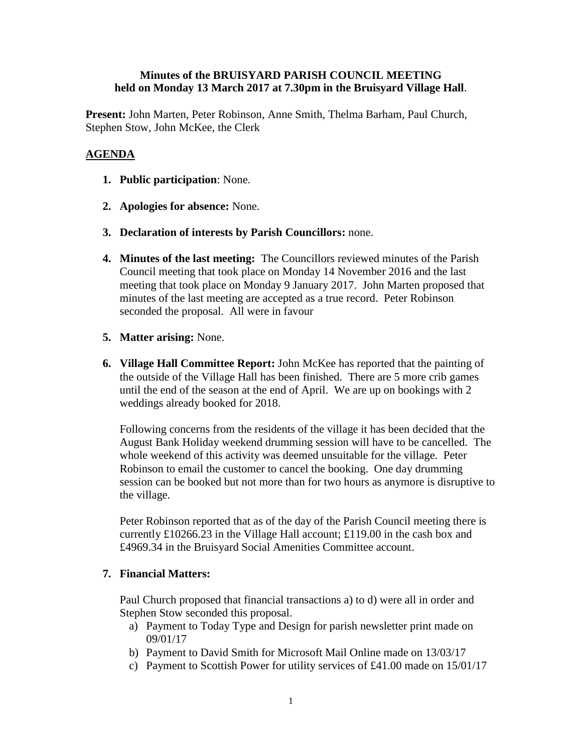**Minutes of the BRUISYARD PARISH COUNCIL MEETING held on Monday 13 March 2017 at 7.30pm in the Bruisyard Village Hall**.

**Present:** John Marten, Peter Robinson, Anne Smith, Thelma Barham, Paul Church, Stephen Stow, John McKee, the Clerk

## AGENDA

1. **Public participation**: None.

2. **Apologies for absence:** None.

3. **Declaration of interests by Parish Councillors:** none.

4. **Minutes of the last meeting:** The Councillors reviewed minutes of the Parish Council meeting that took place on Monday 14 November 2016 and the last meeting that took place on Monday 9 January 2017. John Marten proposed that minutes of the last meeting are accepted as a true record. Peter Robinson seconded the proposal. All were in favour

5. **Matter arising:** None.

6. **Village Hall Committee Report:** John McKee has reported that the painting of the outside of the Village Hall has been finished. There are 5 more crib games until the end of the season at the end of April. We are up on bookings with 2 weddings already booked for 2018.

   Following concerns from the residents of the village it has been decided that the August Bank Holiday weekend drumming session will have to be cancelled. The whole weekend of this activity was deemed unsuitable for the village. Peter Robinson to email the customer to cancel the booking. One day drumming session can be booked but not more than for two hours as anymore is disruptive to the village.

   Peter Robinson reported that as of the day of the Parish Council meeting there is currently £10266.23 in the Village Hall account; £119.00 in the cash box and £4969.34 in the Bruisyard Social Amenities Committee account.

7. **Financial Matters:**

   Paul Church proposed that financial transactions a) to d) were all in order and Stephen Stow seconded this proposal.

   a) Payment to Today Type and Design for parish newsletter print made on 09/01/17
   b) Payment to David Smith for Microsoft Mail Online made on 13/03/17
   c) Payment to Scottish Power for utility services of £41.00 made on 15/01/17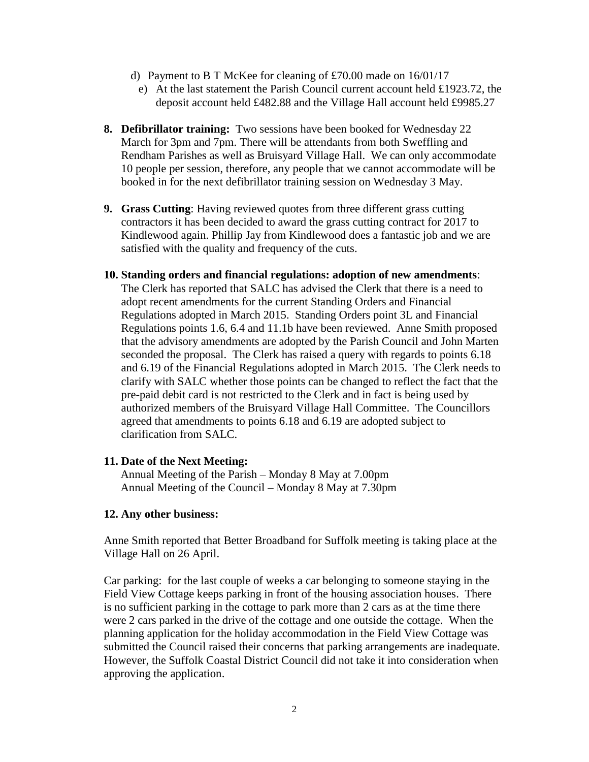d) Payment to B T McKee for cleaning of £70.00 made on 16/01/17

e) At the last statement the Parish Council current account held £1923.72, the deposit account held £482.88 and the Village Hall account held £9985.27

**8. Defibrillator training:** Two sessions have been booked for Wednesday 22 March for 3pm and 7pm. There will be attendants from both Sweffling and Rendham Parishes as well as Bruisyard Village Hall. We can only accommodate 10 people per session, therefore, any people that we cannot accommodate will be booked in for the next defibrillator training session on Wednesday 3 May.

**9. Grass Cutting**: Having reviewed quotes from three different grass cutting contractors it has been decided to award the grass cutting contract for 2017 to Kindlewood again. Phillip Jay from Kindlewood does a fantastic job and we are satisfied with the quality and frequency of the cuts.

**10. Standing orders and financial regulations: adoption of new amendments**: The Clerk has reported that SALC has advised the Clerk that there is a need to adopt recent amendments for the current Standing Orders and Financial Regulations adopted in March 2015. Standing Orders point 3L and Financial Regulations points 1.6, 6.4 and 11.1b have been reviewed. Anne Smith proposed that the advisory amendments are adopted by the Parish Council and John Marten seconded the proposal. The Clerk has raised a query with regards to points 6.18 and 6.19 of the Financial Regulations adopted in March 2015. The Clerk needs to clarify with SALC whether those points can be changed to reflect the fact that the pre-paid debit card is not restricted to the Clerk and in fact is being used by authorized members of the Bruisyard Village Hall Committee. The Councillors agreed that amendments to points 6.18 and 6.19 are adopted subject to clarification from SALC.

**11. Date of the Next Meeting:**

Annual Meeting of the Parish – Monday 8 May at 7.00pm
Annual Meeting of the Council – Monday 8 May at 7.30pm

**12. Any other business:**

Anne Smith reported that Better Broadband for Suffolk meeting is taking place at the Village Hall on 26 April.

Car parking: for the last couple of weeks a car belonging to someone staying in the Field View Cottage keeps parking in front of the housing association houses. There is no sufficient parking in the cottage to park more than 2 cars as at the time there were 2 cars parked in the drive of the cottage and one outside the cottage. When the planning application for the holiday accommodation in the Field View Cottage was submitted the Council raised their concerns that parking arrangements are inadequate. However, the Suffolk Coastal District Council did not take it into consideration when approving the application.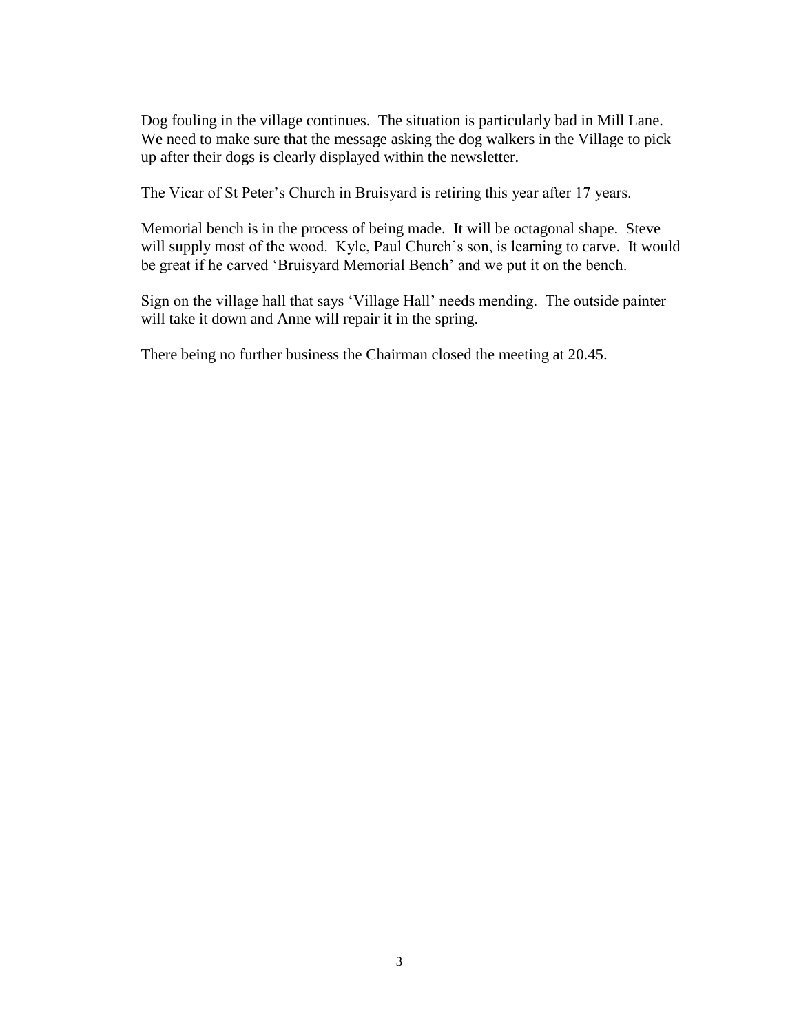Dog fouling in the village continues. The situation is particularly bad in Mill Lane. We need to make sure that the message asking the dog walkers in the Village to pick up after their dogs is clearly displayed within the newsletter.

The Vicar of St Peter's Church in Bruisyard is retiring this year after 17 years.

Memorial bench is in the process of being made. It will be octagonal shape. Steve will supply most of the wood. Kyle, Paul Church's son, is learning to carve. It would be great if he carved 'Bruisyard Memorial Bench' and we put it on the bench.

Sign on the village hall that says 'Village Hall' needs mending. The outside painter will take it down and Anne will repair it in the spring.

There being no further business the Chairman closed the meeting at 20.45.